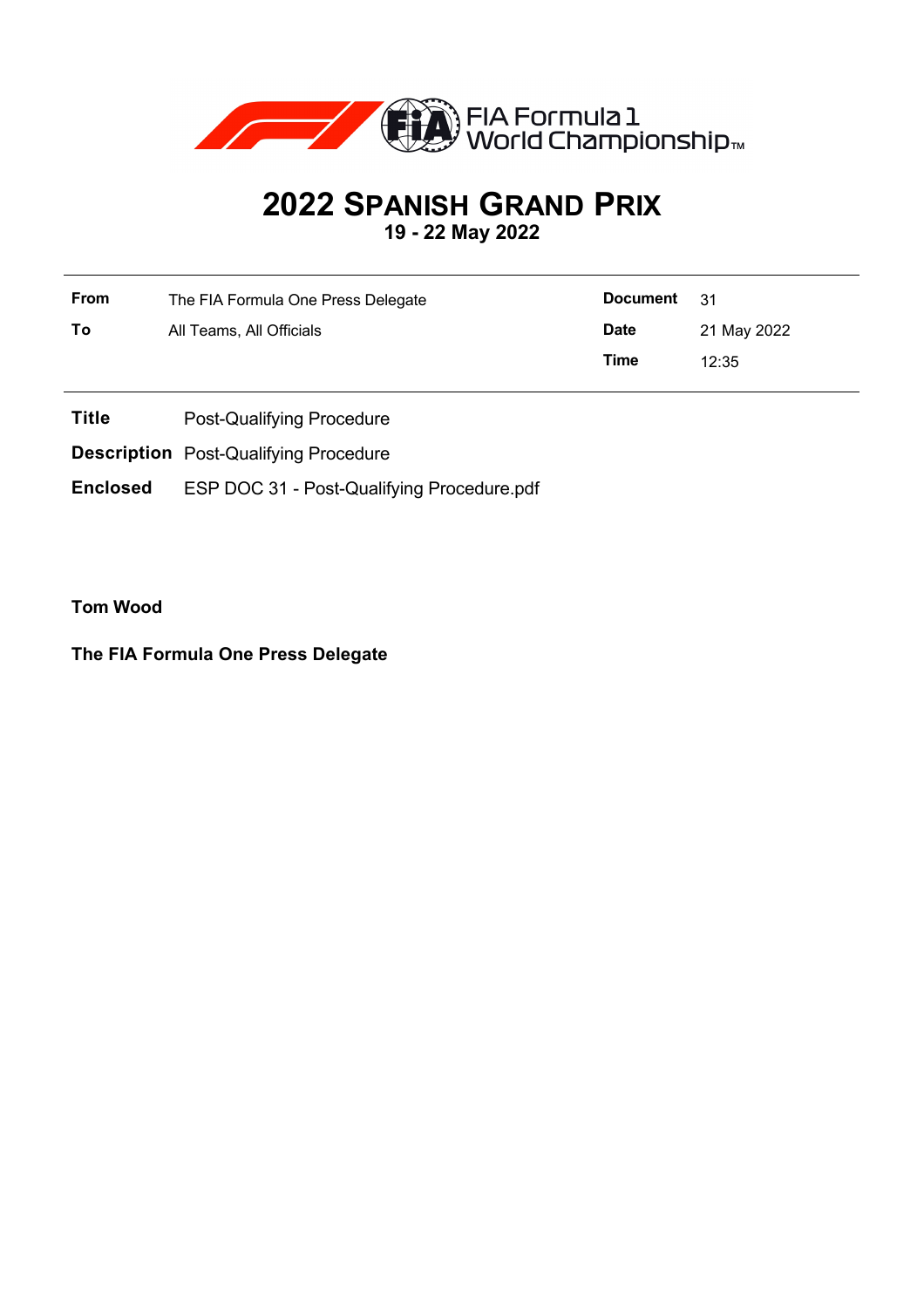# 2022 SPANISH GRAND PRIX

**19 - 22 May 2022**

| | | | |
|---|---|---|---|
| **From** | The FIA Formula One Press Delegate | **Document** | 31 |
| **To** | All Teams, All Officials | **Date** | 21 May 2022 |
| | | **Time** | 12:35 |

**Title** Post-Qualifying Procedure

**Description** Post-Qualifying Procedure

**Enclosed** ESP DOC 31 - Post-Qualifying Procedure.pdf

**Tom Wood**

**The FIA Formula One Press Delegate**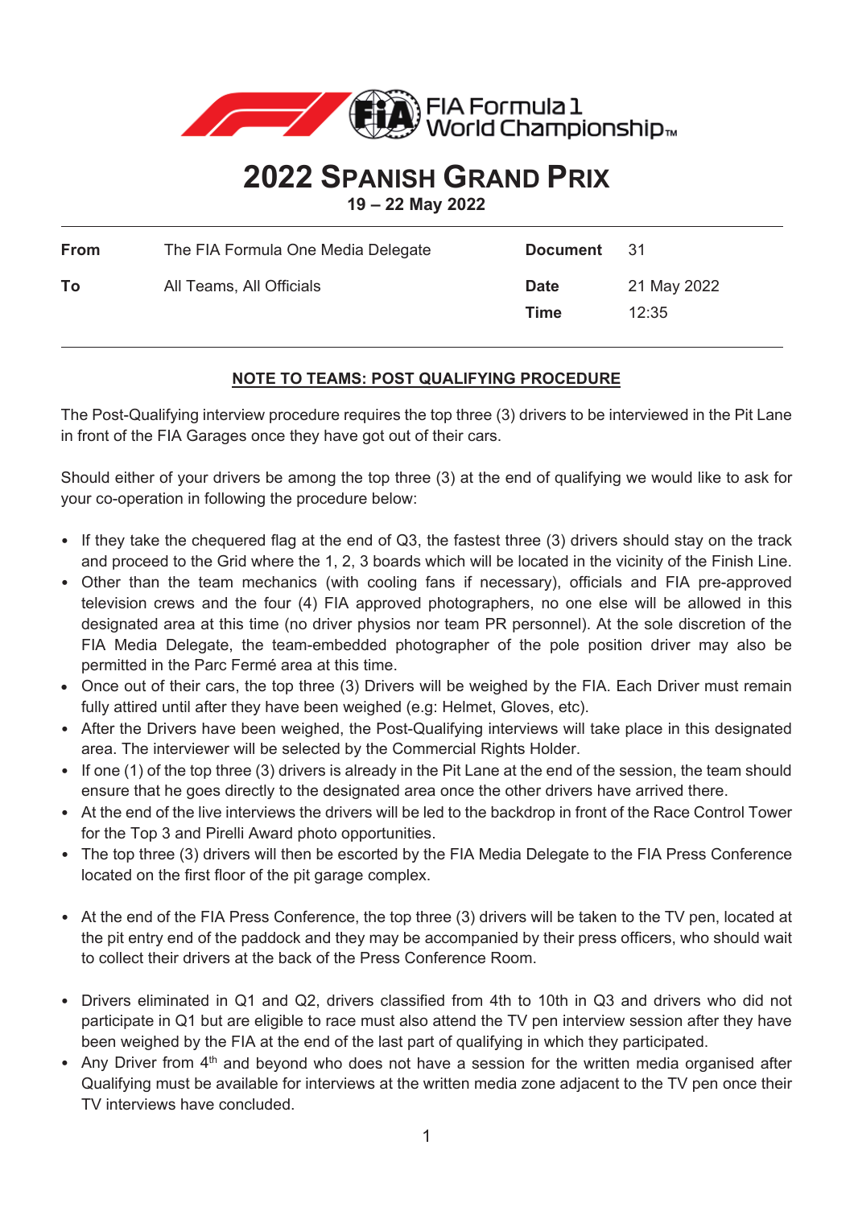# 2022 SPANISH GRAND PRIX

**19 – 22 May 2022**

| | | | |
|---|---|---|---|
| **From** | The FIA Formula One Media Delegate | **Document** | 31 |
| **To** | All Teams, All Officials | **Date** | 21 May 2022 |
| | | **Time** | 12:35 |

## NOTE TO TEAMS: POST QUALIFYING PROCEDURE

The Post-Qualifying interview procedure requires the top three (3) drivers to be interviewed in the Pit Lane in front of the FIA Garages once they have got out of their cars.

Should either of your drivers be among the top three (3) at the end of qualifying we would like to ask for your co-operation in following the procedure below:

- If they take the chequered flag at the end of Q3, the fastest three (3) drivers should stay on the track and proceed to the Grid where the 1, 2, 3 boards which will be located in the vicinity of the Finish Line.
- Other than the team mechanics (with cooling fans if necessary), officials and FIA pre-approved television crews and the four (4) FIA approved photographers, no one else will be allowed in this designated area at this time (no driver physios nor team PR personnel). At the sole discretion of the FIA Media Delegate, the team-embedded photographer of the pole position driver may also be permitted in the Parc Fermé area at this time.
- Once out of their cars, the top three (3) Drivers will be weighed by the FIA. Each Driver must remain fully attired until after they have been weighed (e.g: Helmet, Gloves, etc).
- After the Drivers have been weighed, the Post-Qualifying interviews will take place in this designated area. The interviewer will be selected by the Commercial Rights Holder.
- If one (1) of the top three (3) drivers is already in the Pit Lane at the end of the session, the team should ensure that he goes directly to the designated area once the other drivers have arrived there.
- At the end of the live interviews the drivers will be led to the backdrop in front of the Race Control Tower for the Top 3 and Pirelli Award photo opportunities.
- The top three (3) drivers will then be escorted by the FIA Media Delegate to the FIA Press Conference located on the first floor of the pit garage complex.

- At the end of the FIA Press Conference, the top three (3) drivers will be taken to the TV pen, located at the pit entry end of the paddock and they may be accompanied by their press officers, who should wait to collect their drivers at the back of the Press Conference Room.

- Drivers eliminated in Q1 and Q2, drivers classified from 4th to 10th in Q3 and drivers who did not participate in Q1 but are eligible to race must also attend the TV pen interview session after they have been weighed by the FIA at the end of the last part of qualifying in which they participated.
- Any Driver from 4th and beyond who does not have a session for the written media organised after Qualifying must be available for interviews at the written media zone adjacent to the TV pen once their TV interviews have concluded.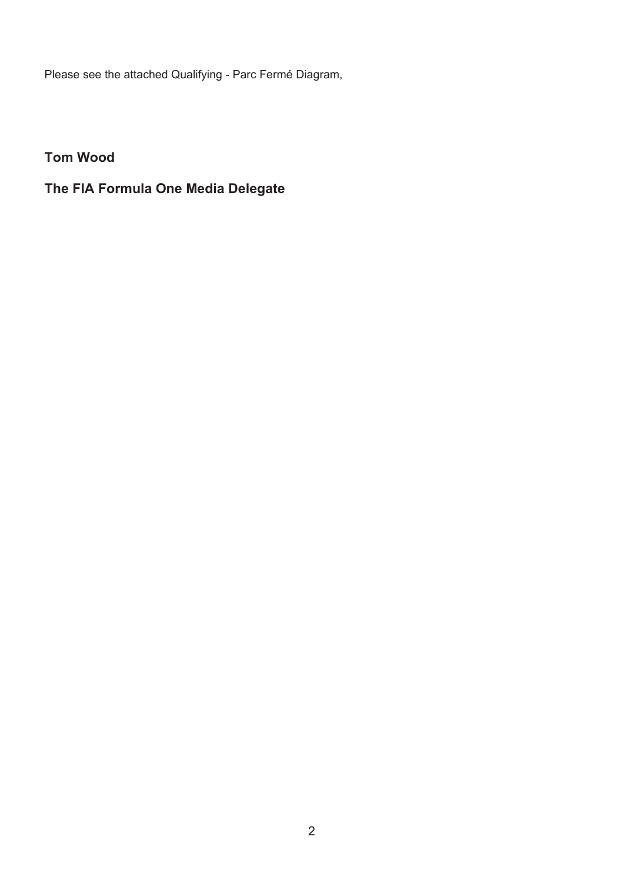Please see the attached Qualifying - Parc Fermé Diagram,

**Tom Wood**

**The FIA Formula One Media Delegate**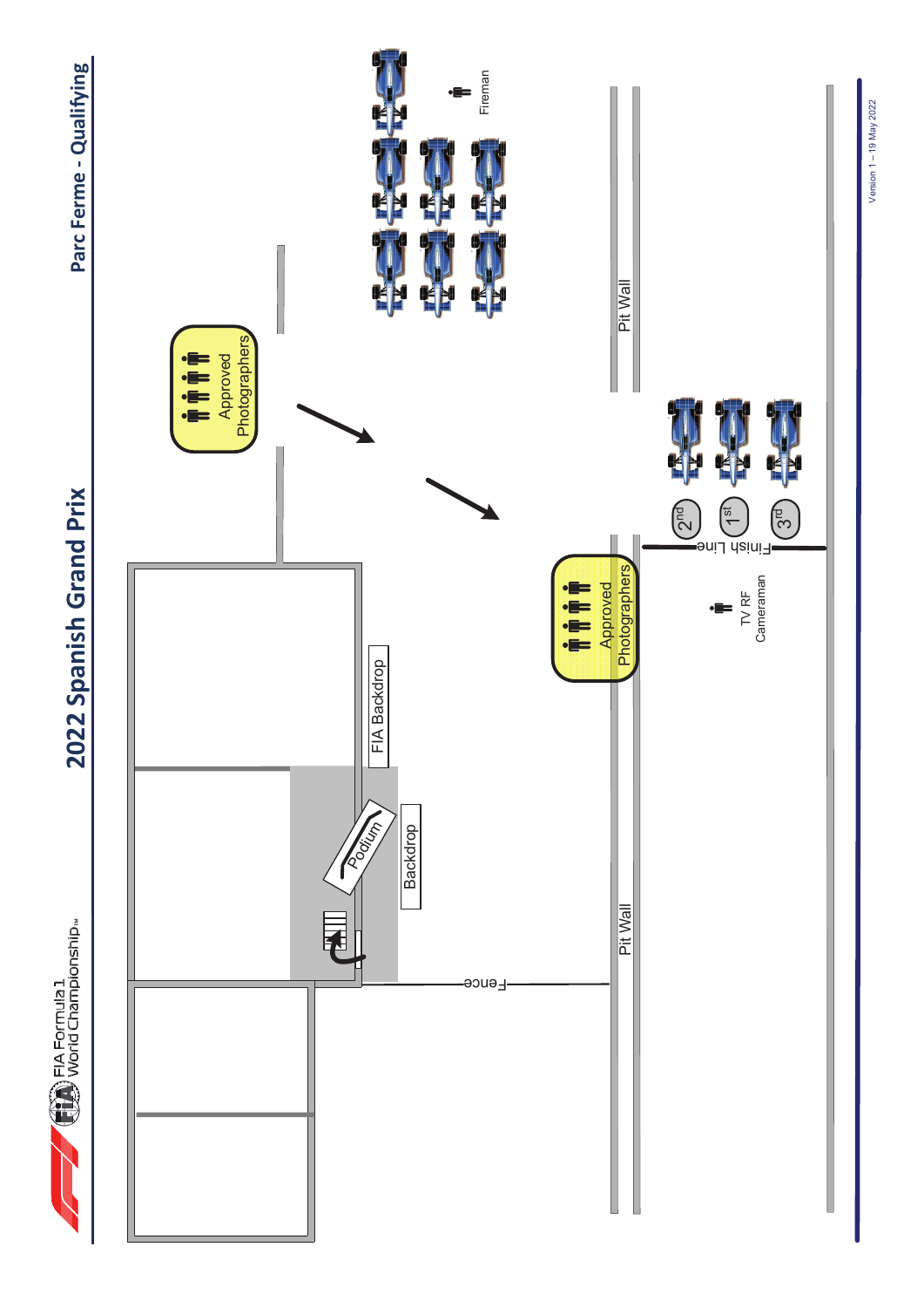# 2022 Spanish Grand Prix

## Parc Ferme - Qualifying

Approved Photographers

Fireman

Pit Wall

Approved Photographers

2nd

1st

3rd

Finish Line

TV RF Cameraman

FIA Backdrop

Podium

Backdrop

Fence

Pit Wall

Version 1 – 19 May 2022